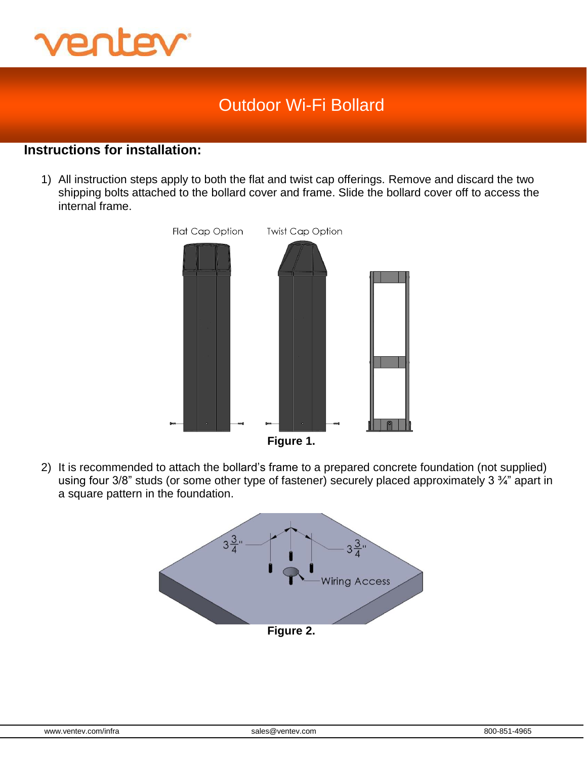# Outdoor Wi-Fi Bollard

## Instructions for installation:

1) All instruction steps apply to both the flat and twist cap offerings. Remove and discard the two shipping bolts attached to the bollard cover and frame. Slide the bollard cover off to access the internal frame.

Flat Cap Option    Twist Cap Option

**Figure 1.**

2) It is recommended to attach the bollard's frame to a prepared concrete foundation (not supplied) using four 3/8" studs (or some other type of fastener) securely placed approximately 3 ¾" apart in a square pattern in the foundation.

**Figure 2.**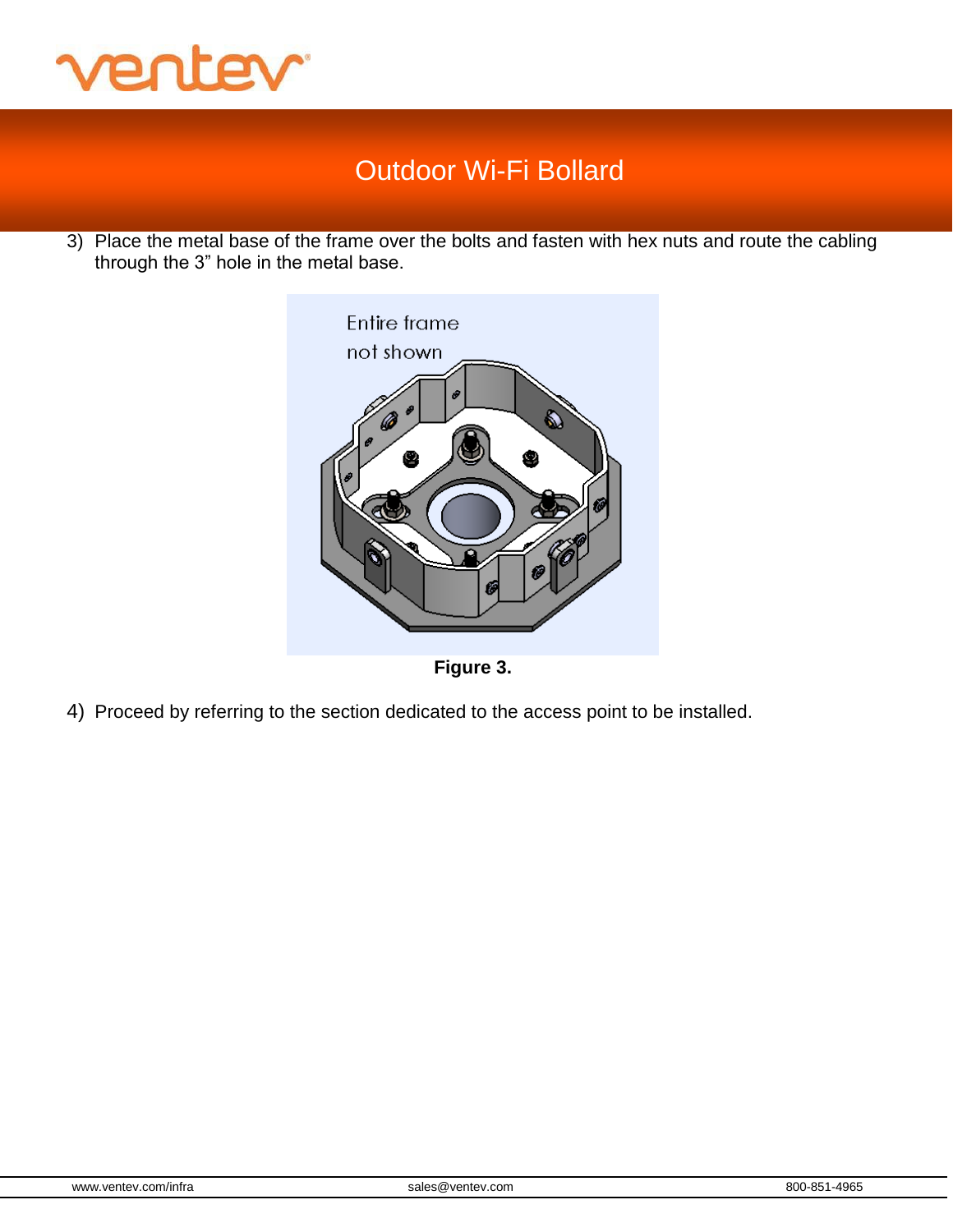3) Place the metal base of the frame over the bolts and fasten with hex nuts and route the cabling through the 3" hole in the metal base.

**Figure 3.**

4) Proceed by referring to the section dedicated to the access point to be installed.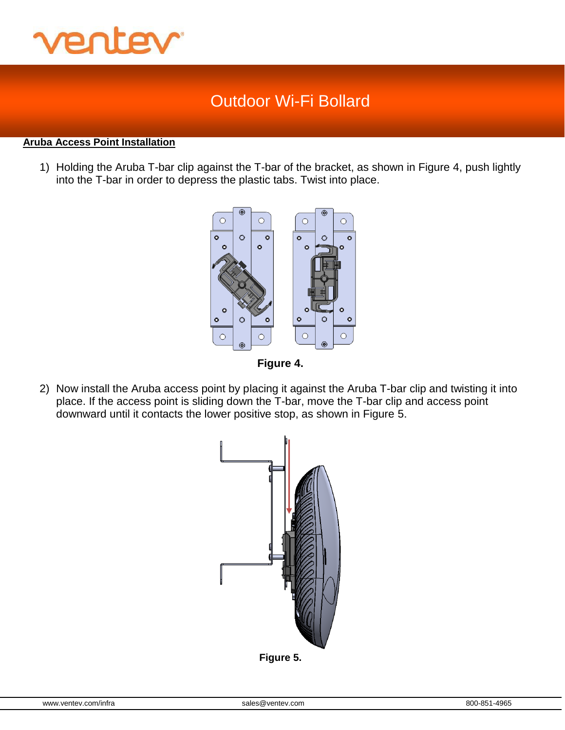## Aruba Access Point Installation

1) Holding the Aruba T-bar clip against the T-bar of the bracket, as shown in Figure 4, push lightly into the T-bar in order to depress the plastic tabs. Twist into place.

**Figure 4.**

2) Now install the Aruba access point by placing it against the Aruba T-bar clip and twisting it into place. If the access point is sliding down the T-bar, move the T-bar clip and access point downward until it contacts the lower positive stop, as shown in Figure 5.

**Figure 5.**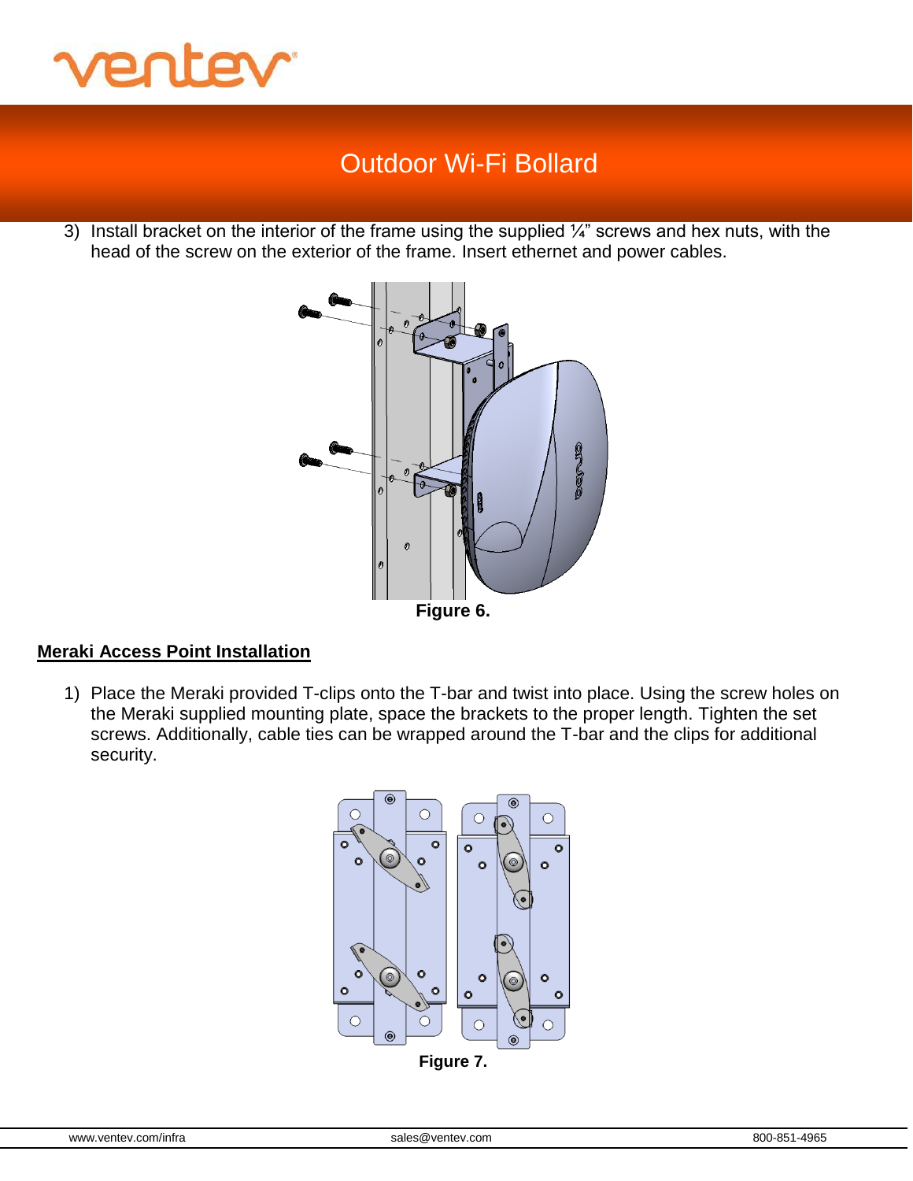3) Install bracket on the interior of the frame using the supplied ¼" screws and hex nuts, with the head of the screw on the exterior of the frame. Insert ethernet and power cables.

**Figure 6.**

**Meraki Access Point Installation**

1) Place the Meraki provided T-clips onto the T-bar and twist into place. Using the screw holes on the Meraki supplied mounting plate, space the brackets to the proper length. Tighten the set screws. Additionally, cable ties can be wrapped around the T-bar and the clips for additional security.

**Figure 7.**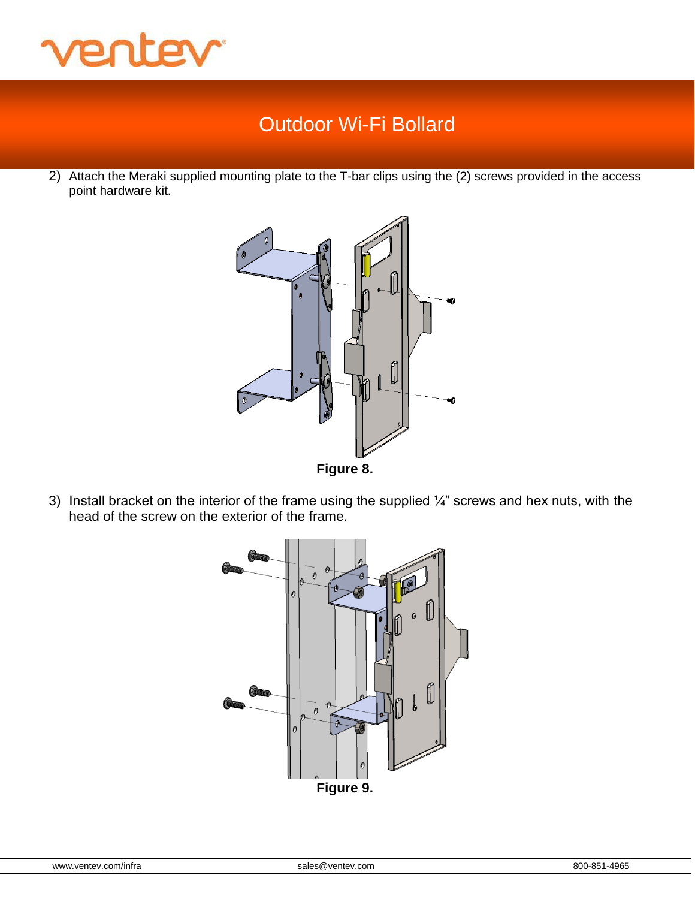2) Attach the Meraki supplied mounting plate to the T-bar clips using the (2) screws provided in the access point hardware kit.

**Figure 8.**

3) Install bracket on the interior of the frame using the supplied ¼" screws and hex nuts, with the head of the screw on the exterior of the frame.

**Figure 9.**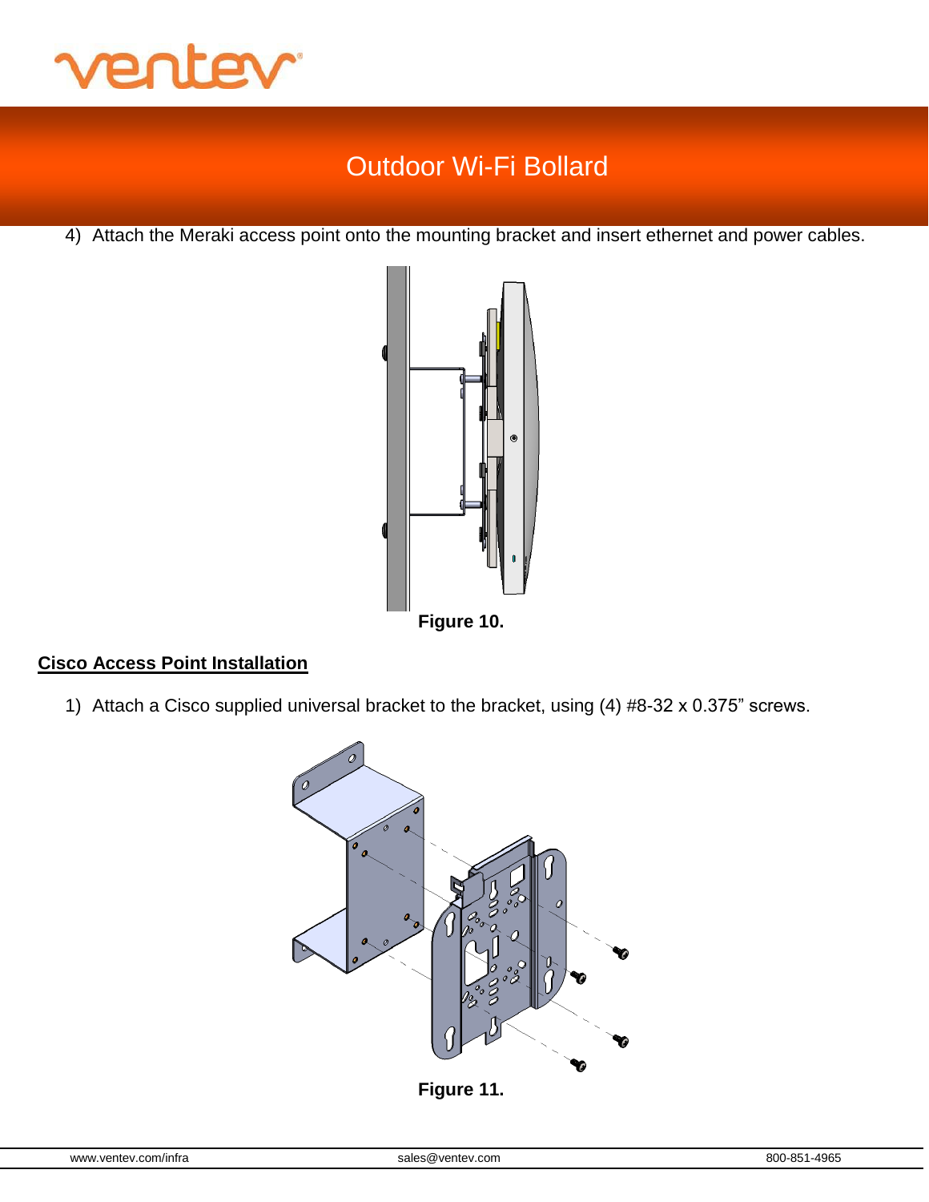4) Attach the Meraki access point onto the mounting bracket and insert ethernet and power cables.

**Figure 10.**

## Cisco Access Point Installation

1) Attach a Cisco supplied universal bracket to the bracket, using (4) #8-32 x 0.375" screws.

**Figure 11.**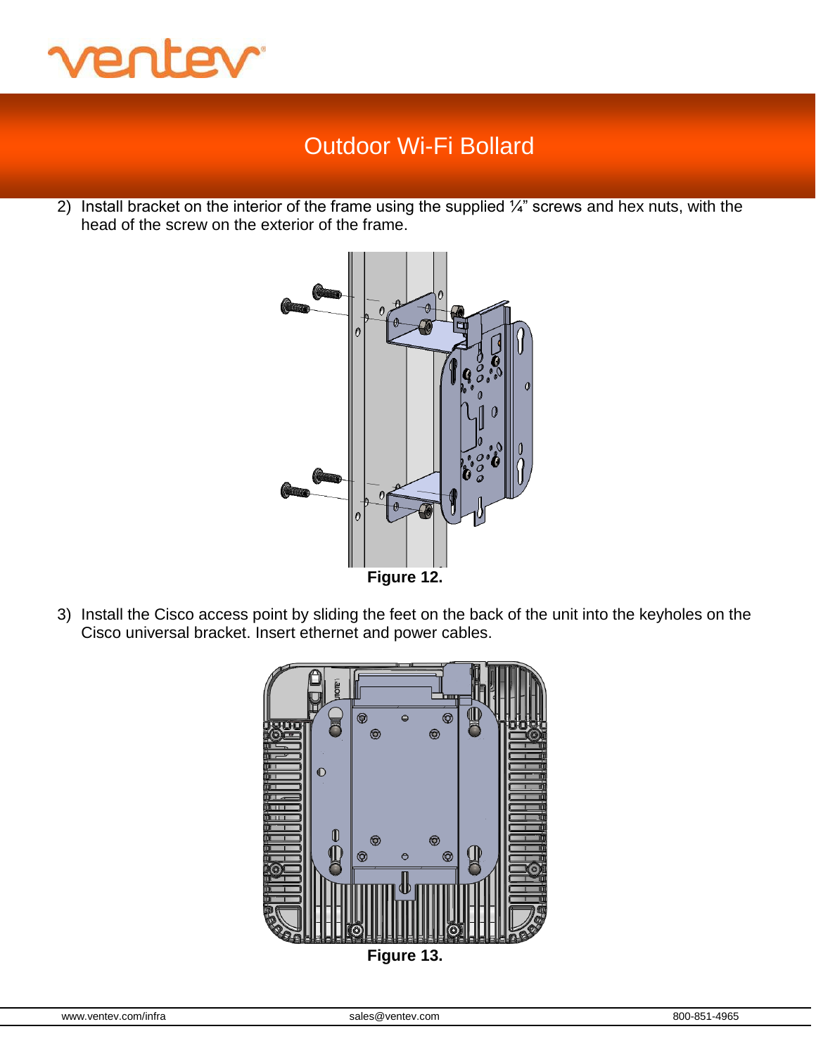2) Install bracket on the interior of the frame using the supplied ¼" screws and hex nuts, with the head of the screw on the exterior of the frame.

**Figure 12.**

3) Install the Cisco access point by sliding the feet on the back of the unit into the keyholes on the Cisco universal bracket. Insert ethernet and power cables.

**Figure 13.**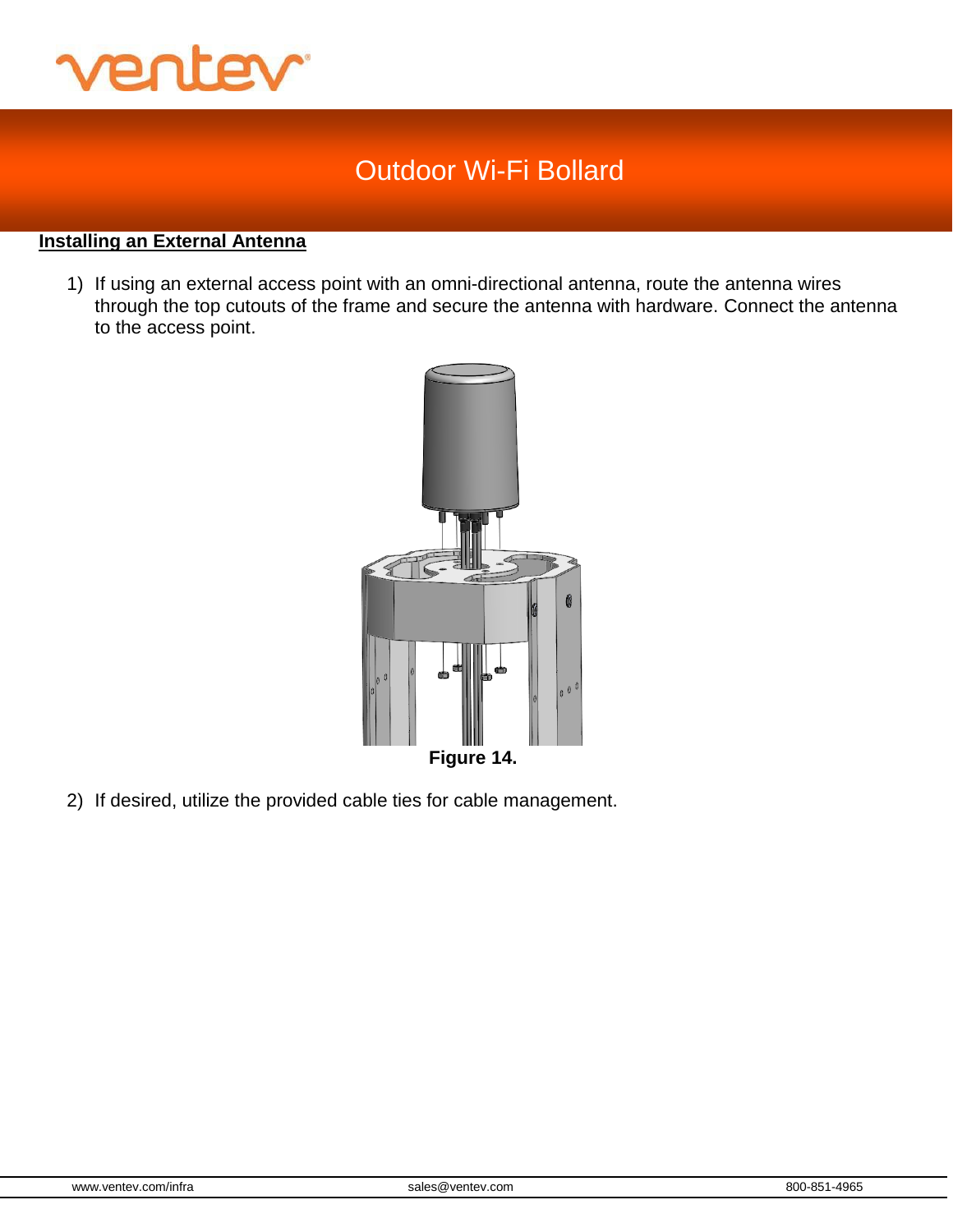## Installing an External Antenna

1) If using an external access point with an omni-directional antenna, route the antenna wires through the top cutouts of the frame and secure the antenna with hardware. Connect the antenna to the access point.

**Figure 14.**

2) If desired, utilize the provided cable ties for cable management.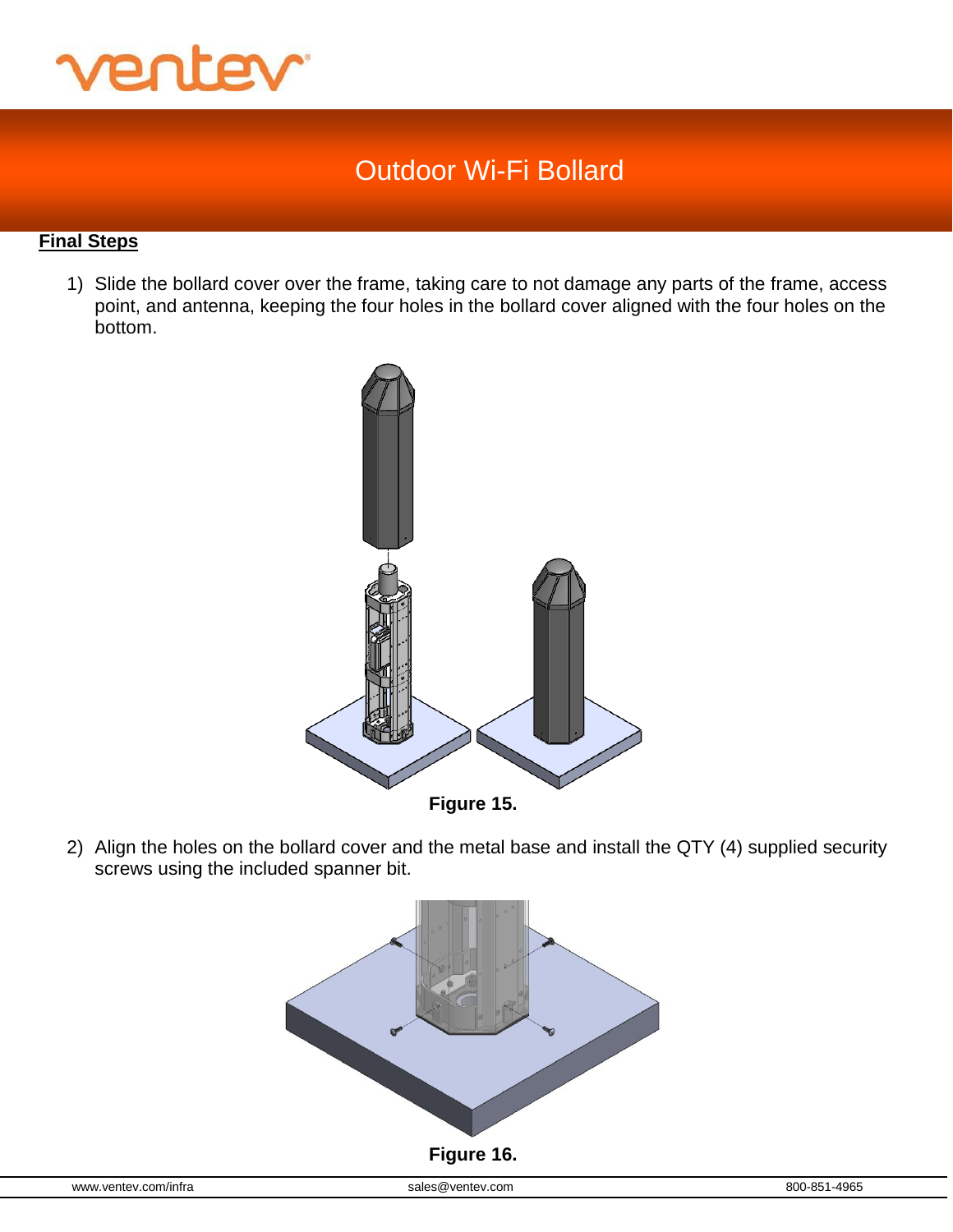## Final Steps

1) Slide the bollard cover over the frame, taking care to not damage any parts of the frame, access point, and antenna, keeping the four holes in the bollard cover aligned with the four holes on the bottom.

**Figure 15.**

2) Align the holes on the bollard cover and the metal base and install the QTY (4) supplied security screws using the included spanner bit.

**Figure 16.**